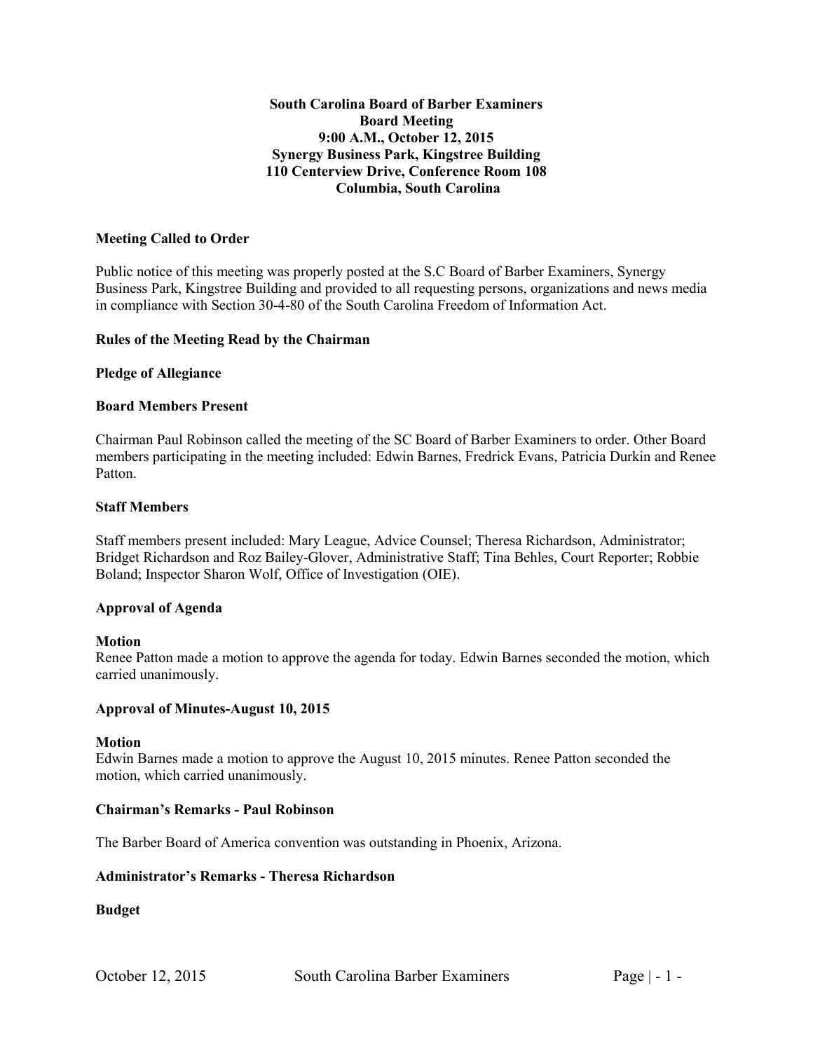# South Carolina Board of Barber Examiners
## Board Meeting
## 9:00 A.M., October 12, 2015
## Synergy Business Park, Kingstree Building
## 110 Centerview Drive, Conference Room 108
## Columbia, South Carolina

**Meeting Called to Order**

Public notice of this meeting was properly posted at the S.C Board of Barber Examiners, Synergy Business Park, Kingstree Building and provided to all requesting persons, organizations and news media in compliance with Section 30-4-80 of the South Carolina Freedom of Information Act.

**Rules of the Meeting Read by the Chairman**

**Pledge of Allegiance**

**Board Members Present**

Chairman Paul Robinson called the meeting of the SC Board of Barber Examiners to order. Other Board members participating in the meeting included: Edwin Barnes, Fredrick Evans, Patricia Durkin and Renee Patton.

**Staff Members**

Staff members present included: Mary League, Advice Counsel; Theresa Richardson, Administrator; Bridget Richardson and Roz Bailey-Glover, Administrative Staff; Tina Behles, Court Reporter; Robbie Boland; Inspector Sharon Wolf, Office of Investigation (OIE).

**Approval of Agenda**

**Motion**
Renee Patton made a motion to approve the agenda for today. Edwin Barnes seconded the motion, which carried unanimously.

**Approval of Minutes-August 10, 2015**

**Motion**
Edwin Barnes made a motion to approve the August 10, 2015 minutes. Renee Patton seconded the motion, which carried unanimously.

**Chairman's Remarks - Paul Robinson**

The Barber Board of America convention was outstanding in Phoenix, Arizona.

**Administrator's Remarks - Theresa Richardson**

**Budget**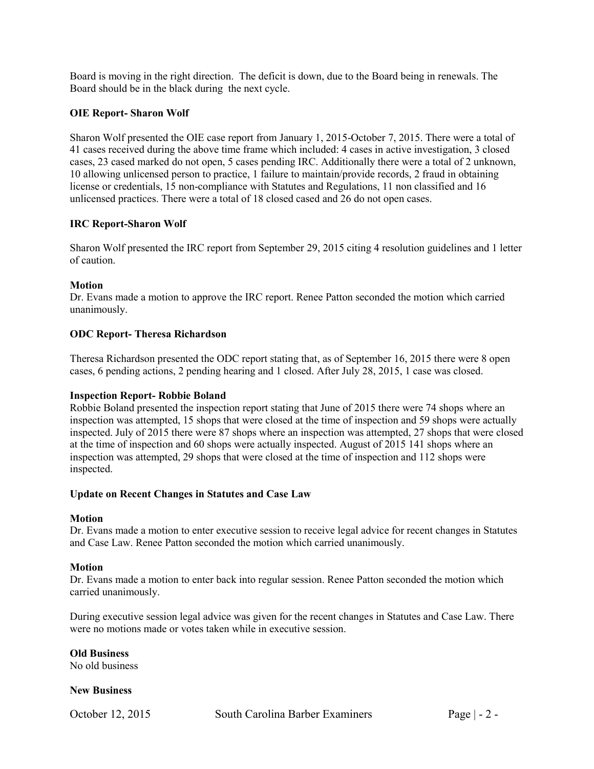Board is moving in the right direction. The deficit is down, due to the Board being in renewals. The Board should be in the black during the next cycle.

**OIE Report- Sharon Wolf**

Sharon Wolf presented the OIE case report from January 1, 2015-October 7, 2015. There were a total of 41 cases received during the above time frame which included: 4 cases in active investigation, 3 closed cases, 23 cased marked do not open, 5 cases pending IRC. Additionally there were a total of 2 unknown, 10 allowing unlicensed person to practice, 1 failure to maintain/provide records, 2 fraud in obtaining license or credentials, 15 non-compliance with Statutes and Regulations, 11 non classified and 16 unlicensed practices. There were a total of 18 closed cased and 26 do not open cases.

**IRC Report-Sharon Wolf**

Sharon Wolf presented the IRC report from September 29, 2015 citing 4 resolution guidelines and 1 letter of caution.

**Motion**
Dr. Evans made a motion to approve the IRC report. Renee Patton seconded the motion which carried unanimously.

**ODC Report- Theresa Richardson**

Theresa Richardson presented the ODC report stating that, as of September 16, 2015 there were 8 open cases, 6 pending actions, 2 pending hearing and 1 closed. After July 28, 2015, 1 case was closed.

**Inspection Report- Robbie Boland**
Robbie Boland presented the inspection report stating that June of 2015 there were 74 shops where an inspection was attempted, 15 shops that were closed at the time of inspection and 59 shops were actually inspected. July of 2015 there were 87 shops where an inspection was attempted, 27 shops that were closed at the time of inspection and 60 shops were actually inspected. August of 2015 141 shops where an inspection was attempted, 29 shops that were closed at the time of inspection and 112 shops were inspected.

**Update on Recent Changes in Statutes and Case Law**

**Motion**
Dr. Evans made a motion to enter executive session to receive legal advice for recent changes in Statutes and Case Law. Renee Patton seconded the motion which carried unanimously.

**Motion**
Dr. Evans made a motion to enter back into regular session. Renee Patton seconded the motion which carried unanimously.

During executive session legal advice was given for the recent changes in Statutes and Case Law. There were no motions made or votes taken while in executive session.

**Old Business**
No old business

**New Business**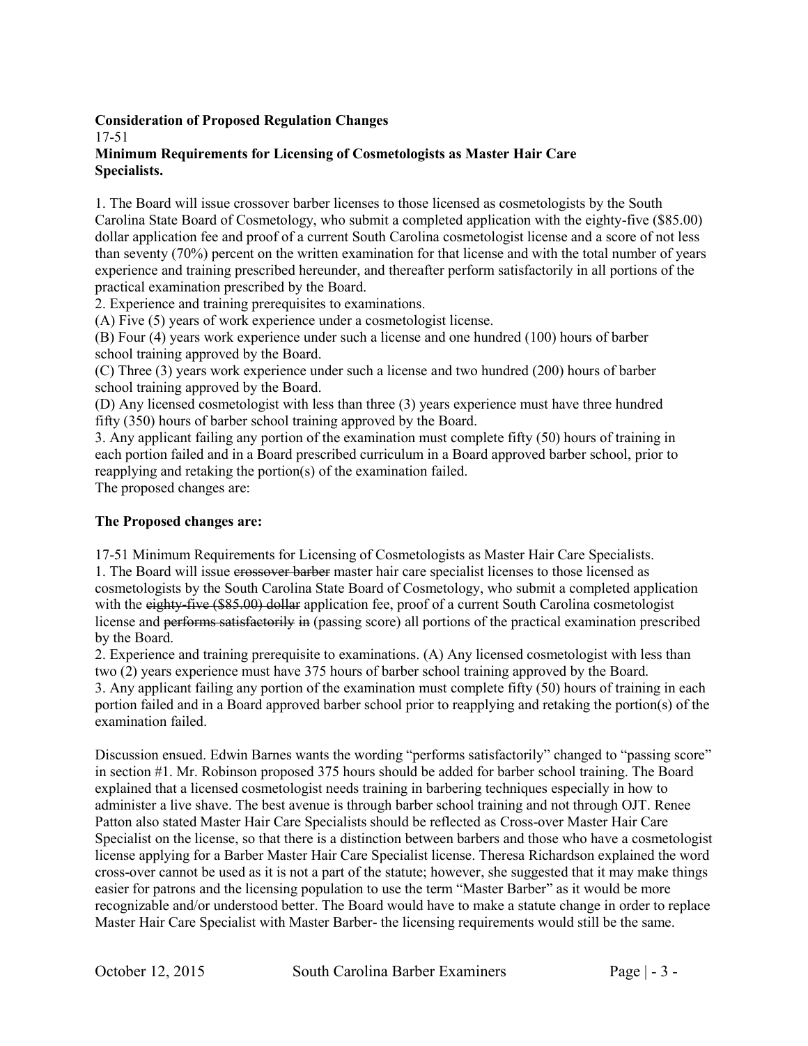**Consideration of Proposed Regulation Changes**

17-51

**Minimum Requirements for Licensing of Cosmetologists as Master Hair Care Specialists.**

1. The Board will issue crossover barber licenses to those licensed as cosmetologists by the South Carolina State Board of Cosmetology, who submit a completed application with the eighty-five ($85.00) dollar application fee and proof of a current South Carolina cosmetologist license and a score of not less than seventy (70%) percent on the written examination for that license and with the total number of years experience and training prescribed hereunder, and thereafter perform satisfactorily in all portions of the practical examination prescribed by the Board.
2. Experience and training prerequisites to examinations.
(A) Five (5) years of work experience under a cosmetologist license.
(B) Four (4) years work experience under such a license and one hundred (100) hours of barber school training approved by the Board.
(C) Three (3) years work experience under such a license and two hundred (200) hours of barber school training approved by the Board.
(D) Any licensed cosmetologist with less than three (3) years experience must have three hundred fifty (350) hours of barber school training approved by the Board.
3. Any applicant failing any portion of the examination must complete fifty (50) hours of training in each portion failed and in a Board prescribed curriculum in a Board approved barber school, prior to reapplying and retaking the portion(s) of the examination failed.

The proposed changes are:

**The Proposed changes are:**

17-51 Minimum Requirements for Licensing of Cosmetologists as Master Hair Care Specialists.
1. The Board will issue ~~crossover barber~~ master hair care specialist licenses to those licensed as cosmetologists by the South Carolina State Board of Cosmetology, who submit a completed application with the ~~eighty-five ($85.00) dollar~~ application fee, proof of a current South Carolina cosmetologist license and ~~performs satisfactorily~~ ~~in~~ (passing score) all portions of the practical examination prescribed by the Board.
2. Experience and training prerequisite to examinations. (A) Any licensed cosmetologist with less than two (2) years experience must have 375 hours of barber school training approved by the Board.
3. Any applicant failing any portion of the examination must complete fifty (50) hours of training in each portion failed and in a Board approved barber school prior to reapplying and retaking the portion(s) of the examination failed.

Discussion ensued. Edwin Barnes wants the wording "performs satisfactorily" changed to "passing score" in section #1. Mr. Robinson proposed 375 hours should be added for barber school training. The Board explained that a licensed cosmetologist needs training in barbering techniques especially in how to administer a live shave. The best avenue is through barber school training and not through OJT. Renee Patton also stated Master Hair Care Specialists should be reflected as Cross-over Master Hair Care Specialist on the license, so that there is a distinction between barbers and those who have a cosmetologist license applying for a Barber Master Hair Care Specialist license. Theresa Richardson explained the word cross-over cannot be used as it is not a part of the statute; however, she suggested that it may make things easier for patrons and the licensing population to use the term "Master Barber" as it would be more recognizable and/or understood better. The Board would have to make a statute change in order to replace Master Hair Care Specialist with Master Barber- the licensing requirements would still be the same.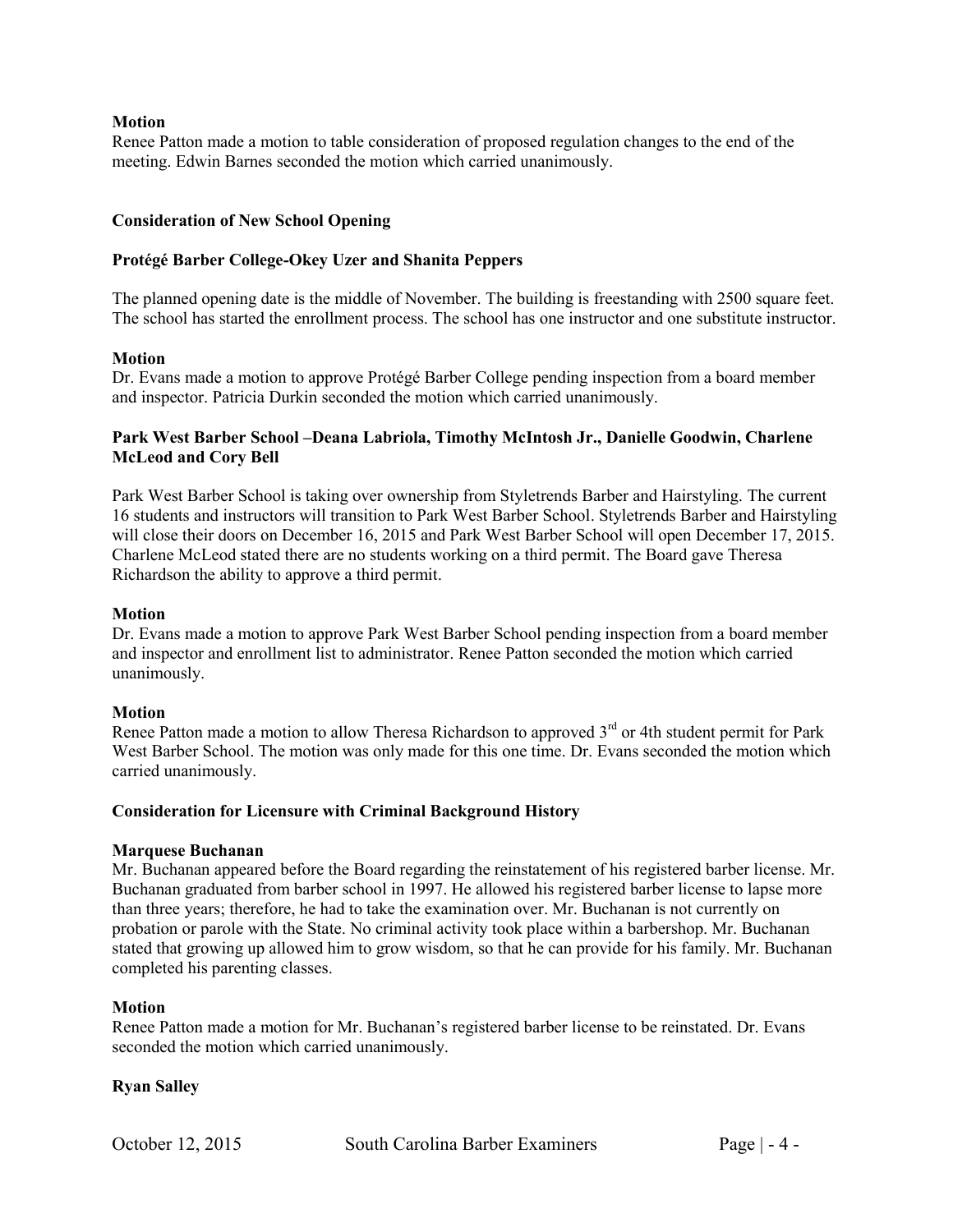**Motion**
Renee Patton made a motion to table consideration of proposed regulation changes to the end of the meeting. Edwin Barnes seconded the motion which carried unanimously.

**Consideration of New School Opening**

**Protégé Barber College-Okey Uzer and Shanita Peppers**

The planned opening date is the middle of November. The building is freestanding with 2500 square feet. The school has started the enrollment process. The school has one instructor and one substitute instructor.

**Motion**
Dr. Evans made a motion to approve Protégé Barber College pending inspection from a board member and inspector. Patricia Durkin seconded the motion which carried unanimously.

**Park West Barber School –Deana Labriola, Timothy McIntosh Jr., Danielle Goodwin, Charlene McLeod and Cory Bell**

Park West Barber School is taking over ownership from Styletrends Barber and Hairstyling. The current 16 students and instructors will transition to Park West Barber School. Styletrends Barber and Hairstyling will close their doors on December 16, 2015 and Park West Barber School will open December 17, 2015. Charlene McLeod stated there are no students working on a third permit. The Board gave Theresa Richardson the ability to approve a third permit.

**Motion**
Dr. Evans made a motion to approve Park West Barber School pending inspection from a board member and inspector and enrollment list to administrator. Renee Patton seconded the motion which carried unanimously.

**Motion**
Renee Patton made a motion to allow Theresa Richardson to approved 3rd or 4th student permit for Park West Barber School. The motion was only made for this one time. Dr. Evans seconded the motion which carried unanimously.

**Consideration for Licensure with Criminal Background History**

**Marquese Buchanan**
Mr. Buchanan appeared before the Board regarding the reinstatement of his registered barber license. Mr. Buchanan graduated from barber school in 1997. He allowed his registered barber license to lapse more than three years; therefore, he had to take the examination over. Mr. Buchanan is not currently on probation or parole with the State. No criminal activity took place within a barbershop. Mr. Buchanan stated that growing up allowed him to grow wisdom, so that he can provide for his family. Mr. Buchanan completed his parenting classes.

**Motion**
Renee Patton made a motion for Mr. Buchanan's registered barber license to be reinstated. Dr. Evans seconded the motion which carried unanimously.

**Ryan Salley**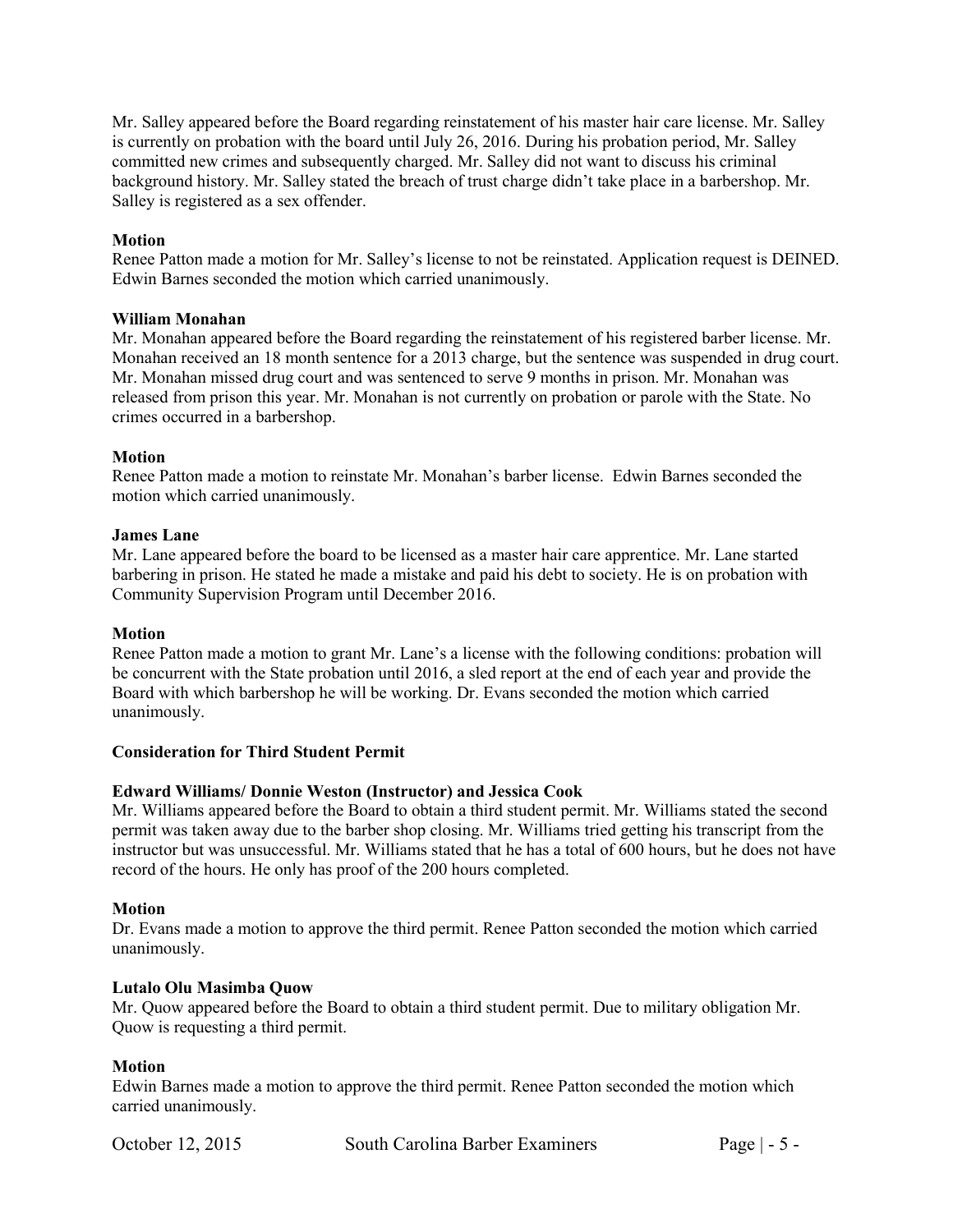Mr. Salley appeared before the Board regarding reinstatement of his master hair care license. Mr. Salley is currently on probation with the board until July 26, 2016. During his probation period, Mr. Salley committed new crimes and subsequently charged. Mr. Salley did not want to discuss his criminal background history. Mr. Salley stated the breach of trust charge didn't take place in a barbershop. Mr. Salley is registered as a sex offender.

**Motion**

Renee Patton made a motion for Mr. Salley's license to not be reinstated. Application request is DEINED. Edwin Barnes seconded the motion which carried unanimously.

**William Monahan**

Mr. Monahan appeared before the Board regarding the reinstatement of his registered barber license. Mr. Monahan received an 18 month sentence for a 2013 charge, but the sentence was suspended in drug court. Mr. Monahan missed drug court and was sentenced to serve 9 months in prison. Mr. Monahan was released from prison this year. Mr. Monahan is not currently on probation or parole with the State. No crimes occurred in a barbershop.

**Motion**

Renee Patton made a motion to reinstate Mr. Monahan's barber license. Edwin Barnes seconded the motion which carried unanimously.

**James Lane**

Mr. Lane appeared before the board to be licensed as a master hair care apprentice. Mr. Lane started barbering in prison. He stated he made a mistake and paid his debt to society. He is on probation with Community Supervision Program until December 2016.

**Motion**

Renee Patton made a motion to grant Mr. Lane's a license with the following conditions: probation will be concurrent with the State probation until 2016, a sled report at the end of each year and provide the Board with which barbershop he will be working. Dr. Evans seconded the motion which carried unanimously.

**Consideration for Third Student Permit**

**Edward Williams/ Donnie Weston (Instructor) and Jessica Cook**

Mr. Williams appeared before the Board to obtain a third student permit. Mr. Williams stated the second permit was taken away due to the barber shop closing. Mr. Williams tried getting his transcript from the instructor but was unsuccessful. Mr. Williams stated that he has a total of 600 hours, but he does not have record of the hours. He only has proof of the 200 hours completed.

**Motion**

Dr. Evans made a motion to approve the third permit. Renee Patton seconded the motion which carried unanimously.

**Lutalo Olu Masimba Quow**

Mr. Quow appeared before the Board to obtain a third student permit. Due to military obligation Mr. Quow is requesting a third permit.

**Motion**

Edwin Barnes made a motion to approve the third permit. Renee Patton seconded the motion which carried unanimously.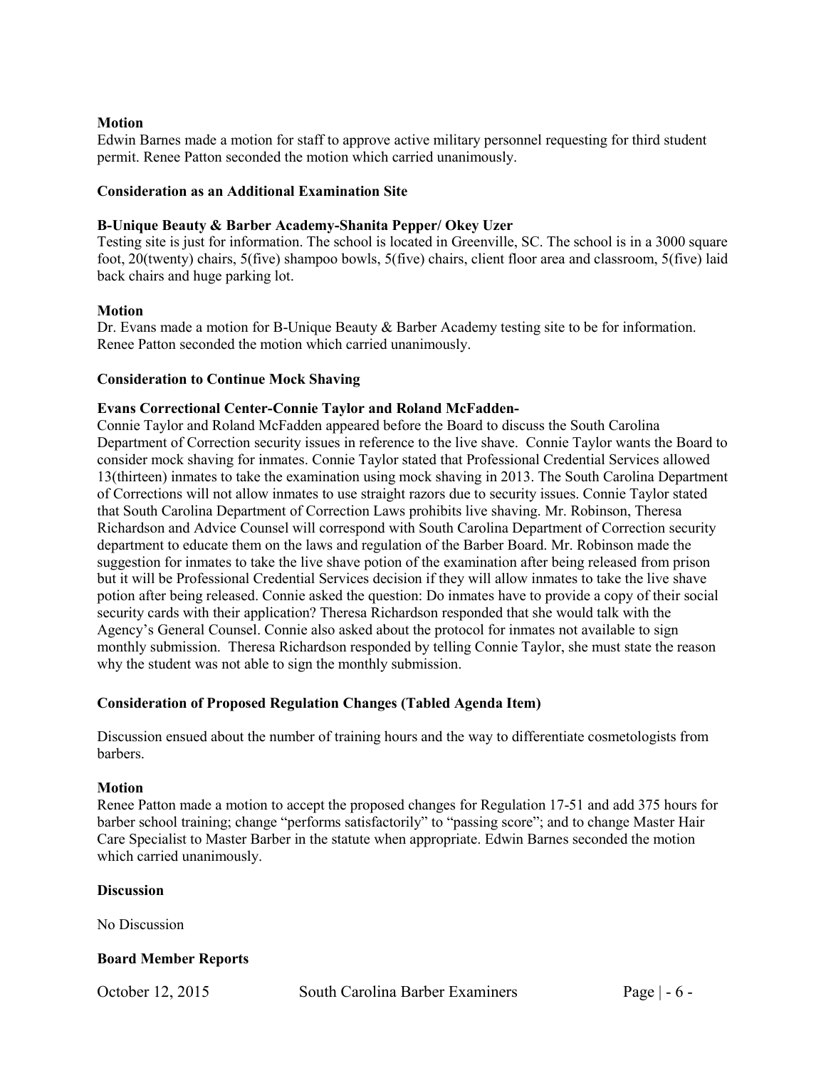**Motion**

Edwin Barnes made a motion for staff to approve active military personnel requesting for third student permit. Renee Patton seconded the motion which carried unanimously.

**Consideration as an Additional Examination Site**

**B-Unique Beauty & Barber Academy-Shanita Pepper/ Okey Uzer**

Testing site is just for information. The school is located in Greenville, SC. The school is in a 3000 square foot, 20(twenty) chairs, 5(five) shampoo bowls, 5(five) chairs, client floor area and classroom, 5(five) laid back chairs and huge parking lot.

**Motion**

Dr. Evans made a motion for B-Unique Beauty & Barber Academy testing site to be for information. Renee Patton seconded the motion which carried unanimously.

**Consideration to Continue Mock Shaving**

**Evans Correctional Center-Connie Taylor and Roland McFadden-**

Connie Taylor and Roland McFadden appeared before the Board to discuss the South Carolina Department of Correction security issues in reference to the live shave. Connie Taylor wants the Board to consider mock shaving for inmates. Connie Taylor stated that Professional Credential Services allowed 13(thirteen) inmates to take the examination using mock shaving in 2013. The South Carolina Department of Corrections will not allow inmates to use straight razors due to security issues. Connie Taylor stated that South Carolina Department of Correction Laws prohibits live shaving. Mr. Robinson, Theresa Richardson and Advice Counsel will correspond with South Carolina Department of Correction security department to educate them on the laws and regulation of the Barber Board. Mr. Robinson made the suggestion for inmates to take the live shave potion of the examination after being released from prison but it will be Professional Credential Services decision if they will allow inmates to take the live shave potion after being released. Connie asked the question: Do inmates have to provide a copy of their social security cards with their application? Theresa Richardson responded that she would talk with the Agency's General Counsel. Connie also asked about the protocol for inmates not available to sign monthly submission. Theresa Richardson responded by telling Connie Taylor, she must state the reason why the student was not able to sign the monthly submission.

**Consideration of Proposed Regulation Changes (Tabled Agenda Item)**

Discussion ensued about the number of training hours and the way to differentiate cosmetologists from barbers.

**Motion**

Renee Patton made a motion to accept the proposed changes for Regulation 17-51 and add 375 hours for barber school training; change "performs satisfactorily" to "passing score"; and to change Master Hair Care Specialist to Master Barber in the statute when appropriate. Edwin Barnes seconded the motion which carried unanimously.

**Discussion**

No Discussion

**Board Member Reports**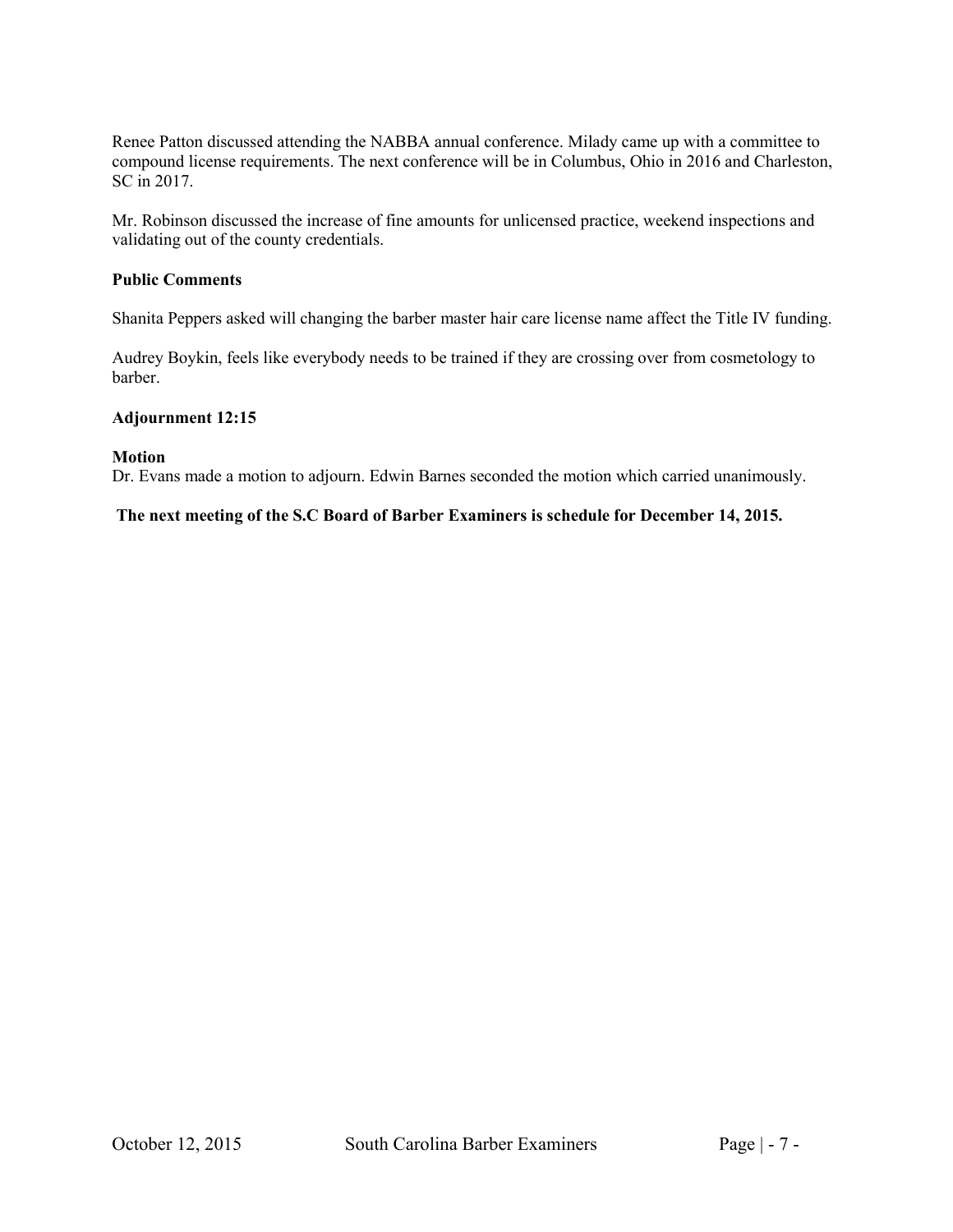Renee Patton discussed attending the NABBA annual conference. Milady came up with a committee to compound license requirements. The next conference will be in Columbus, Ohio in 2016 and Charleston, SC in 2017.

Mr. Robinson discussed the increase of fine amounts for unlicensed practice, weekend inspections and validating out of the county credentials.

**Public Comments**

Shanita Peppers asked will changing the barber master hair care license name affect the Title IV funding.

Audrey Boykin, feels like everybody needs to be trained if they are crossing over from cosmetology to barber.

**Adjournment 12:15**

**Motion**
Dr. Evans made a motion to adjourn. Edwin Barnes seconded the motion which carried unanimously.

**The next meeting of the S.C Board of Barber Examiners is schedule for December 14, 2015.**